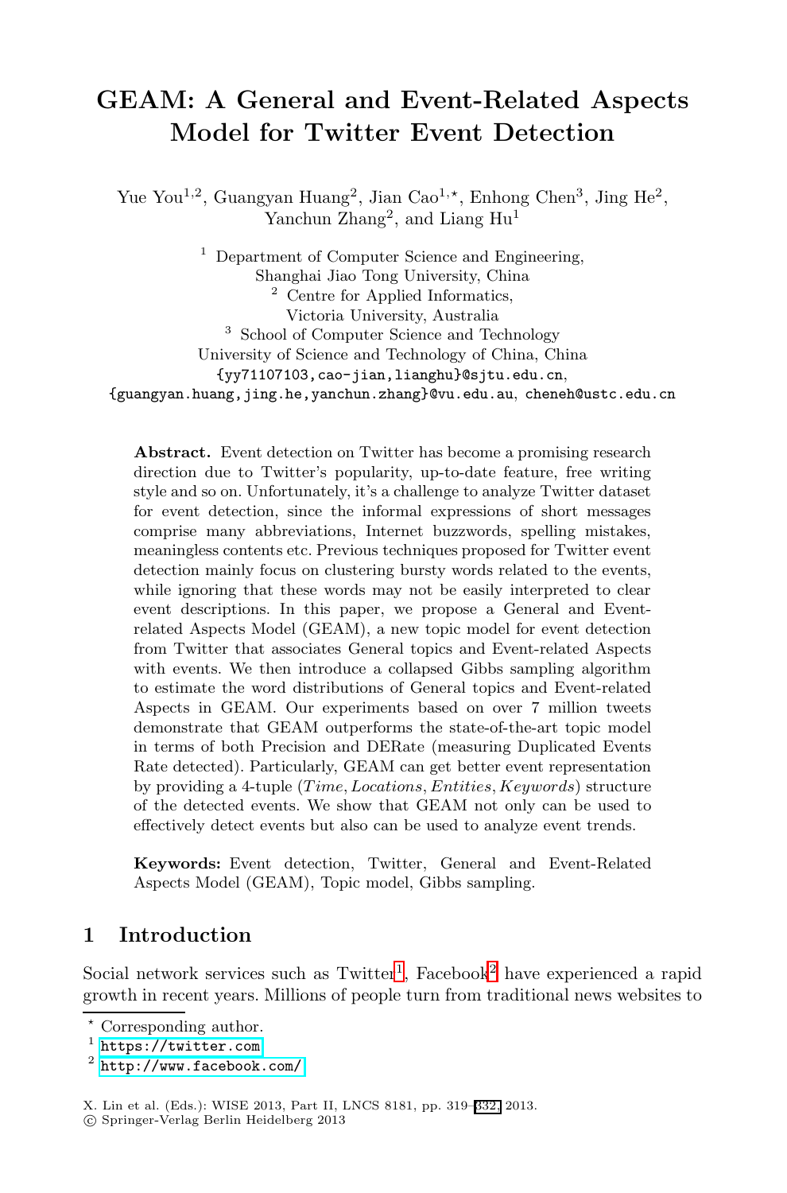# GEAM: A General and Event-Related Aspects Model for Twitter Event Detection

Yue You[1,2], Guangyan Huang[2], Jian Cao[1,⋆], Enhong Chen[3], Jing He[2], Yanchun Zhang[2], and Liang Hu[1]

[1] Department of Computer Science and Engineering, Shanghai Jiao Tong University, China
[2] Centre for Applied Informatics, Victoria University, Australia
[3] School of Computer Science and Technology University of Science and Technology of China, China

{yy71107103,cao-jian,lianghu}@sjtu.edu.cn,
{guangyan.huang,jing.he,yanchun.zhang}@vu.edu.au, cheneh@ustc.edu.cn

**Abstract.** Event detection on Twitter has become a promising research direction due to Twitter's popularity, up-to-date feature, free writing style and so on. Unfortunately, it's a challenge to analyze Twitter dataset for event detection, since the informal expressions of short messages comprise many abbreviations, Internet buzzwords, spelling mistakes, meaningless contents etc. Previous techniques proposed for Twitter event detection mainly focus on clustering bursty words related to the events, while ignoring that these words may not be easily interpreted to clear event descriptions. In this paper, we propose a General and Event-related Aspects Model (GEAM), a new topic model for event detection from Twitter that associates General topics and Event-related Aspects with events. We then introduce a collapsed Gibbs sampling algorithm to estimate the word distributions of General topics and Event-related Aspects in GEAM. Our experiments based on over 7 million tweets demonstrate that GEAM outperforms the state-of-the-art topic model in terms of both Precision and DERate (measuring Duplicated Events Rate detected). Particularly, GEAM can get better event representation by providing a 4-tuple ($Time, Locations, Entities, Keywords$) structure of the detected events. We show that GEAM not only can be used to effectively detect events but also can be used to analyze event trends.

**Keywords:** Event detection, Twitter, General and Event-Related Aspects Model (GEAM), Topic model, Gibbs sampling.

## 1 Introduction

Social network services such as Twitter[1], Facebook[2] have experienced a rapid growth in recent years. Millions of people turn from traditional news websites to

⋆ Corresponding author.
[1] https://twitter.com
[2] http://www.facebook.com/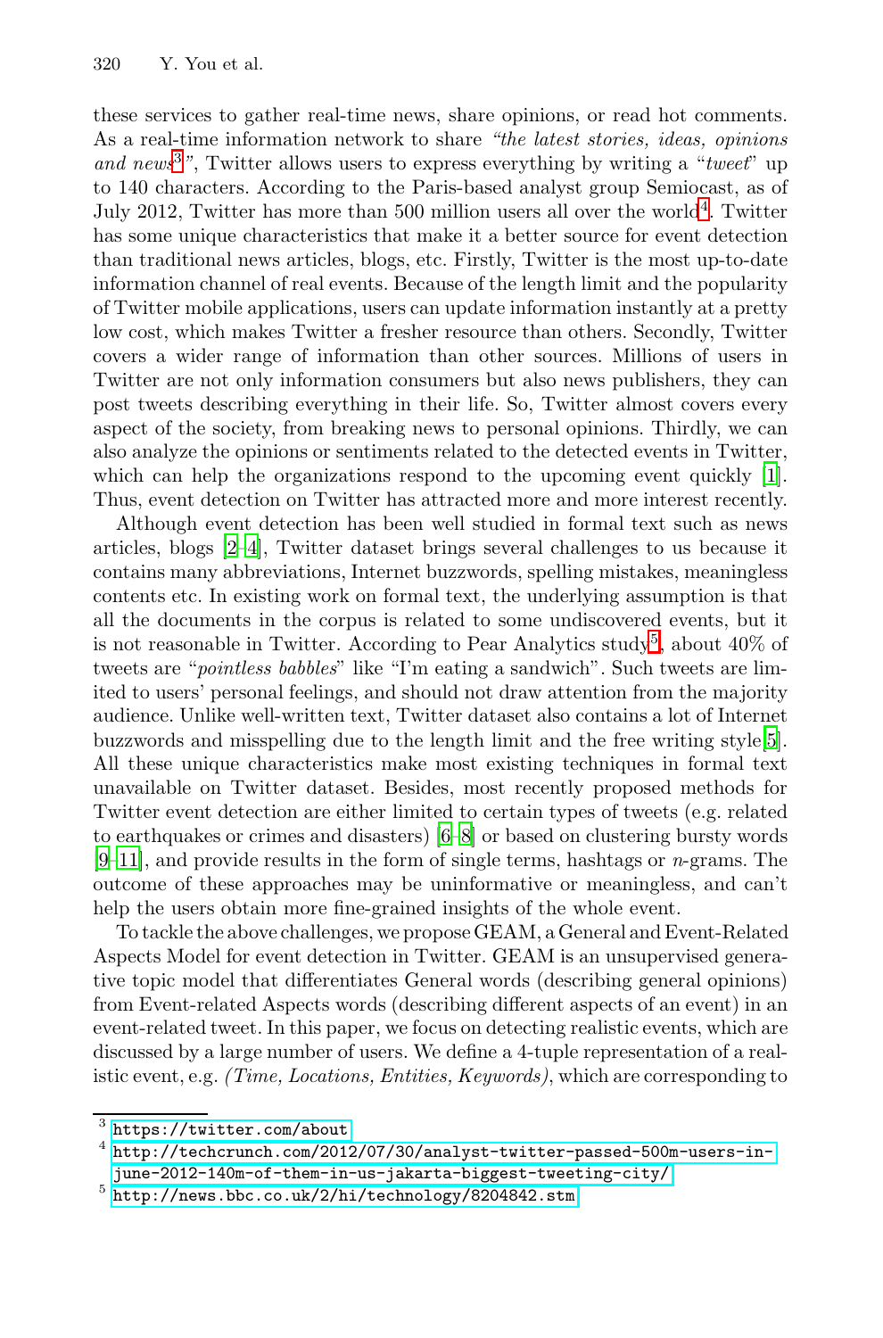these services to gather real-time news, share opinions, or read hot comments. As a real-time information network to share *"the latest stories, ideas, opinions and news*[3]*"*, Twitter allows users to express everything by writing a "*tweet*" up to 140 characters. According to the Paris-based analyst group Semiocast, as of July 2012, Twitter has more than 500 million users all over the world[4]. Twitter has some unique characteristics that make it a better source for event detection than traditional news articles, blogs, etc. Firstly, Twitter is the most up-to-date information channel of real events. Because of the length limit and the popularity of Twitter mobile applications, users can update information instantly at a pretty low cost, which makes Twitter a fresher resource than others. Secondly, Twitter covers a wider range of information than other sources. Millions of users in Twitter are not only information consumers but also news publishers, they can post tweets describing everything in their life. So, Twitter almost covers every aspect of the society, from breaking news to personal opinions. Thirdly, we can also analyze the opinions or sentiments related to the detected events in Twitter, which can help the organizations respond to the upcoming event quickly [1]. Thus, event detection on Twitter has attracted more and more interest recently.

Although event detection has been well studied in formal text such as news articles, blogs [2–4], Twitter dataset brings several challenges to us because it contains many abbreviations, Internet buzzwords, spelling mistakes, meaningless contents etc. In existing work on formal text, the underlying assumption is that all the documents in the corpus is related to some undiscovered events, but it is not reasonable in Twitter. According to Pear Analytics study[5], about 40% of tweets are "*pointless babbles*" like "I'm eating a sandwich". Such tweets are limited to users' personal feelings, and should not draw attention from the majority audience. Unlike well-written text, Twitter dataset also contains a lot of Internet buzzwords and misspelling due to the length limit and the free writing style[5]. All these unique characteristics make most existing techniques in formal text unavailable on Twitter dataset. Besides, most recently proposed methods for Twitter event detection are either limited to certain types of tweets (e.g. related to earthquakes or crimes and disasters) [6–8] or based on clustering bursty words [9–11], and provide results in the form of single terms, hashtags or $n$-grams. The outcome of these approaches may be uninformative or meaningless, and can't help the users obtain more fine-grained insights of the whole event.

To tackle the above challenges, we propose GEAM, a General and Event-Related Aspects Model for event detection in Twitter. GEAM is an unsupervised generative topic model that differentiates General words (describing general opinions) from Event-related Aspects words (describing different aspects of an event) in an event-related tweet. In this paper, we focus on detecting realistic events, which are discussed by a large number of users. We define a 4-tuple representation of a realistic event, e.g. *(Time, Locations, Entities, Keywords)*, which are corresponding to

[3] https://twitter.com/about

[4] http://techcrunch.com/2012/07/30/analyst-twitter-passed-500m-users-in-june-2012-140m-of-them-in-us-jakarta-biggest-tweeting-city/

[5] http://news.bbc.co.uk/2/hi/technology/8204842.stm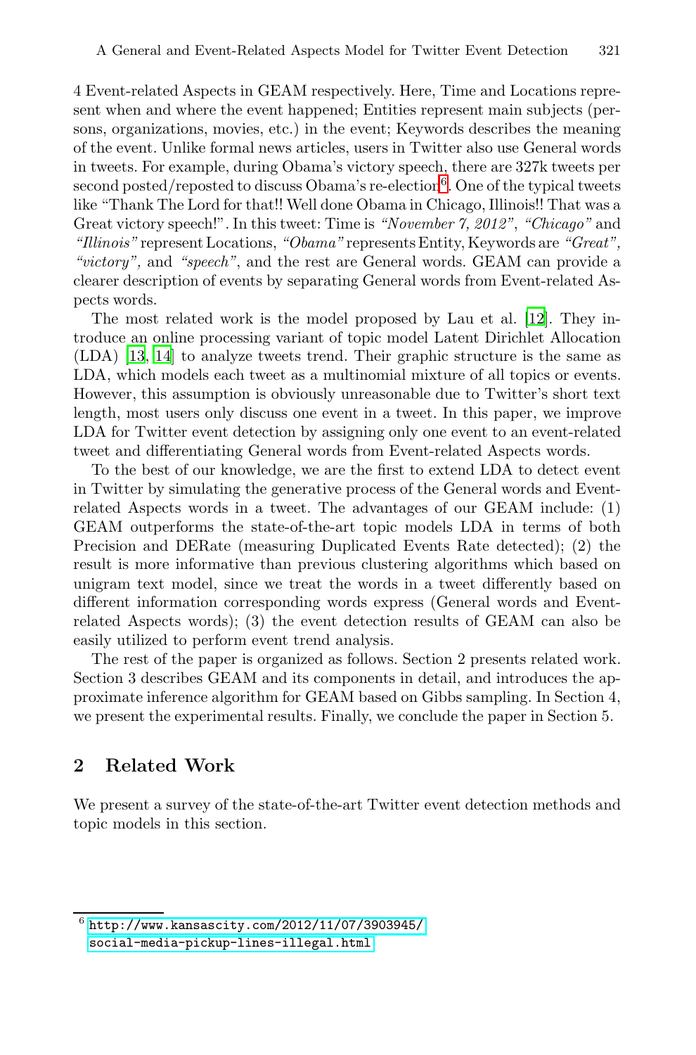4 Event-related Aspects in GEAM respectively. Here, Time and Locations represent when and where the event happened; Entities represent main subjects (persons, organizations, movies, etc.) in the event; Keywords describes the meaning of the event. Unlike formal news articles, users in Twitter also use General words in tweets. For example, during Obama's victory speech, there are 327k tweets per second posted/reposted to discuss Obama's re-election[6]. One of the typical tweets like "Thank The Lord for that!! Well done Obama in Chicago, Illinois!! That was a Great victory speech!". In this tweet: Time is *"November 7, 2012"*, *"Chicago"* and *"Illinois"* represent Locations, *"Obama"* represents Entity, Keywords are *"Great", "victory",* and *"speech"*, and the rest are General words. GEAM can provide a clearer description of events by separating General words from Event-related Aspects words.

The most related work is the model proposed by Lau et al. [12]. They introduce an online processing variant of topic model Latent Dirichlet Allocation (LDA) [13, 14] to analyze tweets trend. Their graphic structure is the same as LDA, which models each tweet as a multinomial mixture of all topics or events. However, this assumption is obviously unreasonable due to Twitter's short text length, most users only discuss one event in a tweet. In this paper, we improve LDA for Twitter event detection by assigning only one event to an event-related tweet and differentiating General words from Event-related Aspects words.

To the best of our knowledge, we are the first to extend LDA to detect event in Twitter by simulating the generative process of the General words and Event-related Aspects words in a tweet. The advantages of our GEAM include: (1) GEAM outperforms the state-of-the-art topic models LDA in terms of both Precision and DERate (measuring Duplicated Events Rate detected); (2) the result is more informative than previous clustering algorithms which based on unigram text model, since we treat the words in a tweet differently based on different information corresponding words express (General words and Event-related Aspects words); (3) the event detection results of GEAM can also be easily utilized to perform event trend analysis.

The rest of the paper is organized as follows. Section 2 presents related work. Section 3 describes GEAM and its components in detail, and introduces the approximate inference algorithm for GEAM based on Gibbs sampling. In Section 4, we present the experimental results. Finally, we conclude the paper in Section 5.

## 2 Related Work

We present a survey of the state-of-the-art Twitter event detection methods and topic models in this section.

---

[6] http://www.kansascity.com/2012/11/07/3903945/social-media-pickup-lines-illegal.html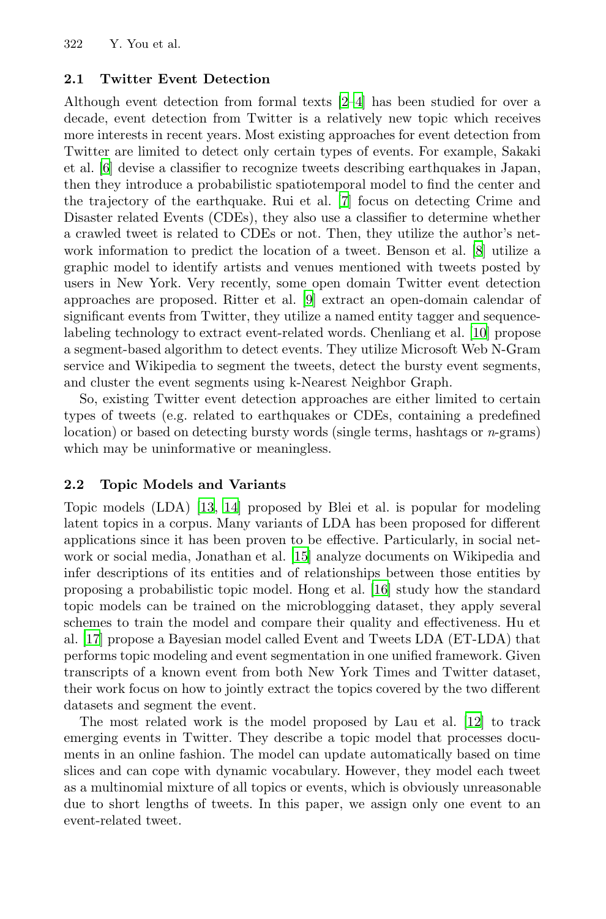### 2.1 Twitter Event Detection

Although event detection from formal texts [2–4] has been studied for over a decade, event detection from Twitter is a relatively new topic which receives more interests in recent years. Most existing approaches for event detection from Twitter are limited to detect only certain types of events. For example, Sakaki et al. [6] devise a classifier to recognize tweets describing earthquakes in Japan, then they introduce a probabilistic spatiotemporal model to find the center and the trajectory of the earthquake. Rui et al. [7] focus on detecting Crime and Disaster related Events (CDEs), they also use a classifier to determine whether a crawled tweet is related to CDEs or not. Then, they utilize the author's network information to predict the location of a tweet. Benson et al. [8] utilize a graphic model to identify artists and venues mentioned with tweets posted by users in New York. Very recently, some open domain Twitter event detection approaches are proposed. Ritter et al. [9] extract an open-domain calendar of significant events from Twitter, they utilize a named entity tagger and sequence-labeling technology to extract event-related words. Chenliang et al. [10] propose a segment-based algorithm to detect events. They utilize Microsoft Web N-Gram service and Wikipedia to segment the tweets, detect the bursty event segments, and cluster the event segments using k-Nearest Neighbor Graph.

So, existing Twitter event detection approaches are either limited to certain types of tweets (e.g. related to earthquakes or CDEs, containing a predefined location) or based on detecting bursty words (single terms, hashtags or *n*-grams) which may be uninformative or meaningless.

### 2.2 Topic Models and Variants

Topic models (LDA) [13, 14] proposed by Blei et al. is popular for modeling latent topics in a corpus. Many variants of LDA has been proposed for different applications since it has been proven to be effective. Particularly, in social network or social media, Jonathan et al. [15] analyze documents on Wikipedia and infer descriptions of its entities and of relationships between those entities by proposing a probabilistic topic model. Hong et al. [16] study how the standard topic models can be trained on the microblogging dataset, they apply several schemes to train the model and compare their quality and effectiveness. Hu et al. [17] propose a Bayesian model called Event and Tweets LDA (ET-LDA) that performs topic modeling and event segmentation in one unified framework. Given transcripts of a known event from both New York Times and Twitter dataset, their work focus on how to jointly extract the topics covered by the two different datasets and segment the event.

The most related work is the model proposed by Lau et al. [12] to track emerging events in Twitter. They describe a topic model that processes documents in an online fashion. The model can update automatically based on time slices and can cope with dynamic vocabulary. However, they model each tweet as a multinomial mixture of all topics or events, which is obviously unreasonable due to short lengths of tweets. In this paper, we assign only one event to an event-related tweet.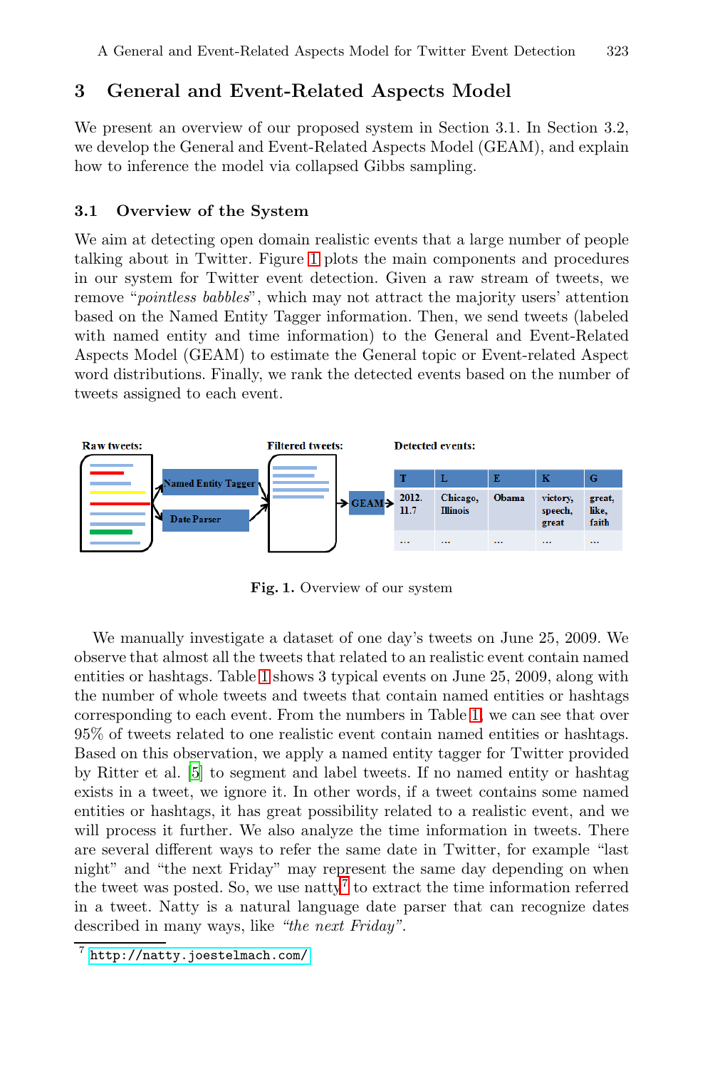## 3 General and Event-Related Aspects Model

We present an overview of our proposed system in Section 3.1. In Section 3.2, we develop the General and Event-Related Aspects Model (GEAM), and explain how to inference the model via collapsed Gibbs sampling.

### 3.1 Overview of the System

We aim at detecting open domain realistic events that a large number of people talking about in Twitter. Figure 1 plots the main components and procedures in our system for Twitter event detection. Given a raw stream of tweets, we remove "*pointless babbles*", which may not attract the majority users' attention based on the Named Entity Tagger information. Then, we send tweets (labeled with named entity and time information) to the General and Event-Related Aspects Model (GEAM) to estimate the General topic or Event-related Aspect word distributions. Finally, we rank the detected events based on the number of tweets assigned to each event.

**Fig. 1.** Overview of our system

We manually investigate a dataset of one day's tweets on June 25, 2009. We observe that almost all the tweets that related to an realistic event contain named entities or hashtags. Table 1 shows 3 typical events on June 25, 2009, along with the number of whole tweets and tweets that contain named entities or hashtags corresponding to each event. From the numbers in Table 1, we can see that over 95% of tweets related to one realistic event contain named entities or hashtags. Based on this observation, we apply a named entity tagger for Twitter provided by Ritter et al. [5] to segment and label tweets. If no named entity or hashtag exists in a tweet, we ignore it. In other words, if a tweet contains some named entities or hashtags, it has great possibility related to a realistic event, and we will process it further. We also analyze the time information in tweets. There are several different ways to refer the same date in Twitter, for example "last night" and "the next Friday" may represent the same day depending on when the tweet was posted. So, we use natty[7] to extract the time information referred in a tweet. Natty is a natural language date parser that can recognize dates described in many ways, like *"the next Friday"*.

[7] http://natty.joestelmach.com/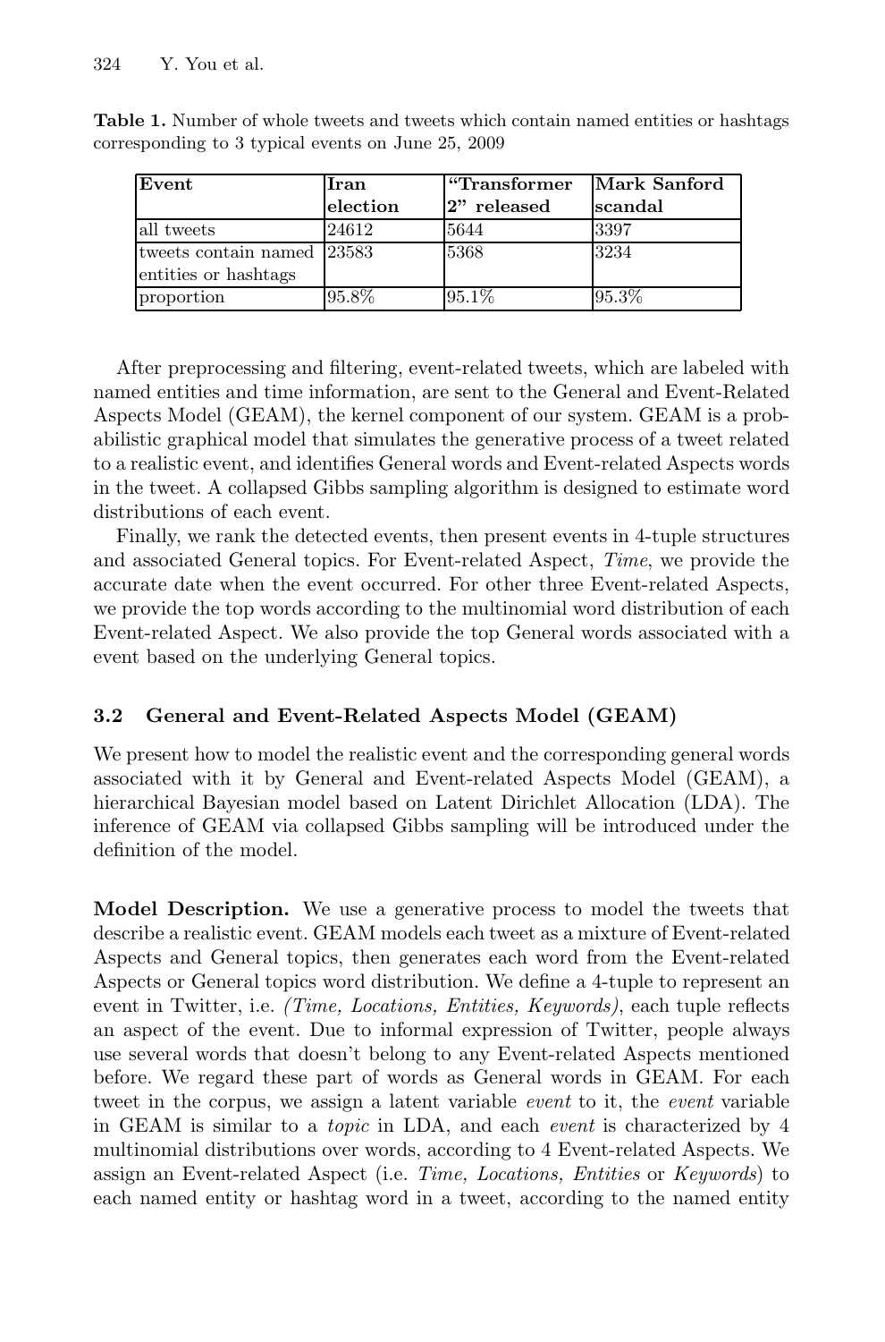**Table 1.** Number of whole tweets and tweets which contain named entities or hashtags corresponding to 3 typical events on June 25, 2009

| Event | Iran election | "Transformer 2" released | Mark Sanford scandal |
|---|---|---|---|
| all tweets | 24612 | 5644 | 3397 |
| tweets contain named entities or hashtags | 23583 | 5368 | 3234 |
| proportion | 95.8% | 95.1% | 95.3% |

After preprocessing and filtering, event-related tweets, which are labeled with named entities and time information, are sent to the General and Event-Related Aspects Model (GEAM), the kernel component of our system. GEAM is a probabilistic graphical model that simulates the generative process of a tweet related to a realistic event, and identifies General words and Event-related Aspects words in the tweet. A collapsed Gibbs sampling algorithm is designed to estimate word distributions of each event.

Finally, we rank the detected events, then present events in 4-tuple structures and associated General topics. For Event-related Aspect, *Time*, we provide the accurate date when the event occurred. For other three Event-related Aspects, we provide the top words according to the multinomial word distribution of each Event-related Aspect. We also provide the top General words associated with a event based on the underlying General topics.

### 3.2 General and Event-Related Aspects Model (GEAM)

We present how to model the realistic event and the corresponding general words associated with it by General and Event-related Aspects Model (GEAM), a hierarchical Bayesian model based on Latent Dirichlet Allocation (LDA). The inference of GEAM via collapsed Gibbs sampling will be introduced under the definition of the model.

**Model Description.** We use a generative process to model the tweets that describe a realistic event. GEAM models each tweet as a mixture of Event-related Aspects and General topics, then generates each word from the Event-related Aspects or General topics word distribution. We define a 4-tuple to represent an event in Twitter, i.e. *(Time, Locations, Entities, Keywords)*, each tuple reflects an aspect of the event. Due to informal expression of Twitter, people always use several words that doesn't belong to any Event-related Aspects mentioned before. We regard these part of words as General words in GEAM. For each tweet in the corpus, we assign a latent variable *event* to it, the *event* variable in GEAM is similar to a *topic* in LDA, and each *event* is characterized by 4 multinomial distributions over words, according to 4 Event-related Aspects. We assign an Event-related Aspect (i.e. *Time, Locations, Entities* or *Keywords*) to each named entity or hashtag word in a tweet, according to the named entity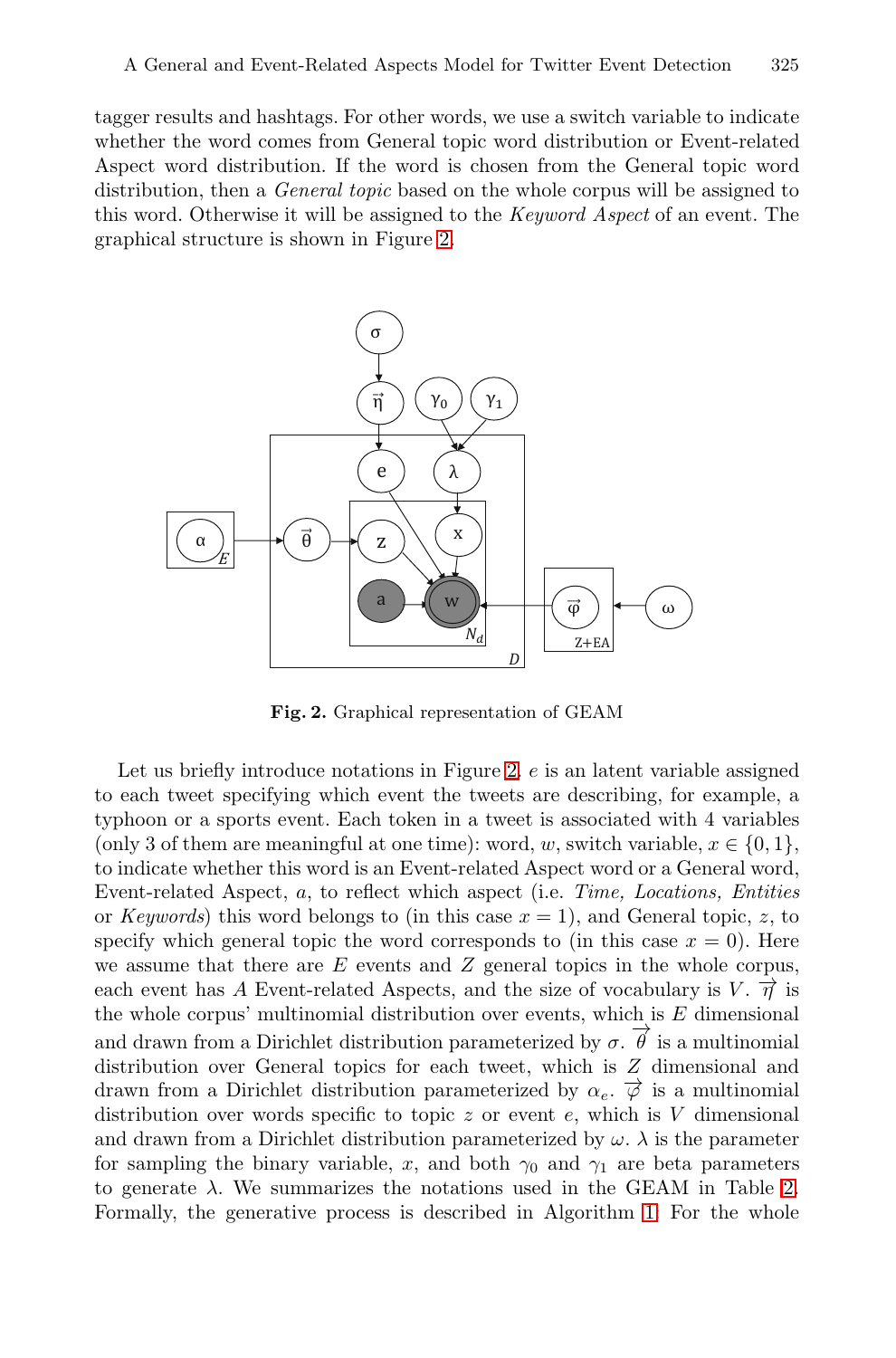tagger results and hashtags. For other words, we use a switch variable to indicate whether the word comes from General topic word distribution or Event-related Aspect word distribution. If the word is chosen from the General topic word distribution, then a *General topic* based on the whole corpus will be assigned to this word. Otherwise it will be assigned to the *Keyword Aspect* of an event. The graphical structure is shown in Figure 2.

**Fig. 2.** Graphical representation of GEAM

Let us briefly introduce notations in Figure 2. $e$ is an latent variable assigned to each tweet specifying which event the tweets are describing, for example, a typhoon or a sports event. Each token in a tweet is associated with 4 variables (only 3 of them are meaningful at one time): word, $w$, switch variable, $x \in \{0, 1\}$, to indicate whether this word is an Event-related Aspect word or a General word, Event-related Aspect, $a$, to reflect which aspect (i.e. *Time, Locations, Entities* or *Keywords*) this word belongs to (in this case $x = 1$), and General topic, $z$, to specify which general topic the word corresponds to (in this case $x = 0$). Here we assume that there are $E$ events and $Z$ general topics in the whole corpus, each event has $A$ Event-related Aspects, and the size of vocabulary is $V$. $\vec{\eta}$ is the whole corpus' multinomial distribution over events, which is $E$ dimensional and drawn from a Dirichlet distribution parameterized by $\sigma$. $\vec{\theta}$ is a multinomial distribution over General topics for each tweet, which is $Z$ dimensional and drawn from a Dirichlet distribution parameterized by $\alpha_e$. $\vec{\varphi}$ is a multinomial distribution over words specific to topic $z$ or event $e$, which is $V$ dimensional and drawn from a Dirichlet distribution parameterized by $\omega$. $\lambda$ is the parameter for sampling the binary variable, $x$, and both $\gamma_0$ and $\gamma_1$ are beta parameters to generate $\lambda$. We summarizes the notations used in the GEAM in Table 2. Formally, the generative process is described in Algorithm 1. For the whole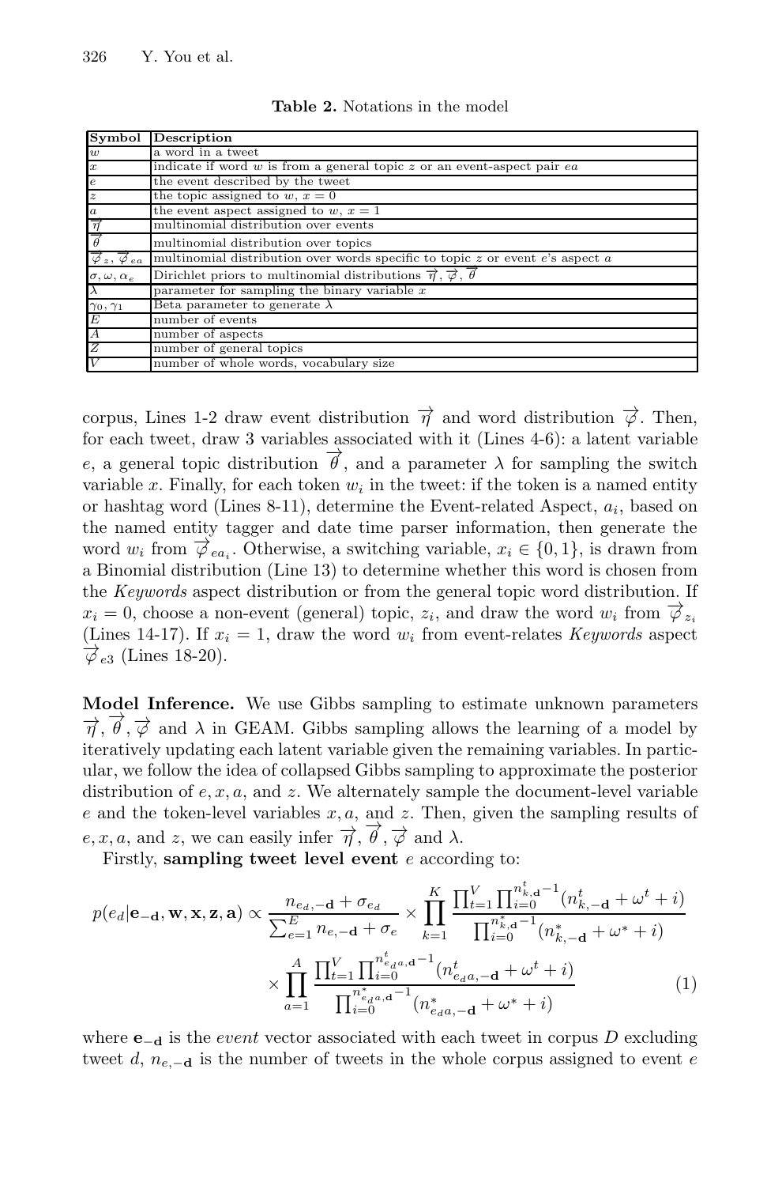**Table 2.** Notations in the model

| Symbol | Description |
|---|---|
| $w$ | a word in a tweet |
| $x$ | indicate if word $w$ is from a general topic $z$ or an event-aspect pair $ea$ |
| $e$ | the event described by the tweet |
| $z$ | the topic assigned to $w$, $x = 0$ |
| $a$ | the event aspect assigned to $w$, $x = 1$ |
| $\overrightarrow{\eta}$ | multinomial distribution over events |
| $\overrightarrow{\theta}$ | multinomial distribution over topics |
| $\overrightarrow{\varphi}_z$, $\overrightarrow{\varphi}_{ea}$ | multinomial distribution over words specific to topic $z$ or event $e$'s aspect $a$ |
| $\sigma, \omega, \alpha_e$ | Dirichlet priors to multinomial distributions $\overrightarrow{\eta}, \overrightarrow{\varphi}, \overrightarrow{\theta}$ |
| $\lambda$ | parameter for sampling the binary variable $x$ |
| $\gamma_0, \gamma_1$ | Beta parameter to generate $\lambda$ |
| $E$ | number of events |
| $A$ | number of aspects |
| $Z$ | number of general topics |
| $V$ | number of whole words, vocabulary size |

corpus, Lines 1-2 draw event distribution $\overrightarrow{\eta}$ and word distribution $\overrightarrow{\varphi}$. Then, for each tweet, draw 3 variables associated with it (Lines 4-6): a latent variable $e$, a general topic distribution $\overrightarrow{\theta}$, and a parameter $\lambda$ for sampling the switch variable $x$. Finally, for each token $w_i$ in the tweet: if the token is a named entity or hashtag word (Lines 8-11), determine the Event-related Aspect, $a_i$, based on the named entity tagger and date time parser information, then generate the word $w_i$ from $\overrightarrow{\varphi}_{ea_i}$. Otherwise, a switching variable, $x_i \in \{0, 1\}$, is drawn from a Binomial distribution (Line 13) to determine whether this word is chosen from the *Keywords* aspect distribution or from the general topic word distribution. If $x_i = 0$, choose a non-event (general) topic, $z_i$, and draw the word $w_i$ from $\overrightarrow{\varphi}_{z_i}$ (Lines 14-17). If $x_i = 1$, draw the word $w_i$ from event-relates *Keywords* aspect $\overrightarrow{\varphi}_{e3}$ (Lines 18-20).

**Model Inference.** We use Gibbs sampling to estimate unknown parameters $\overrightarrow{\eta}, \overrightarrow{\theta}, \overrightarrow{\varphi}$ and $\lambda$ in GEAM. Gibbs sampling allows the learning of a model by iteratively updating each latent variable given the remaining variables. In particular, we follow the idea of collapsed Gibbs sampling to approximate the posterior distribution of $e, x, a$, and $z$. We alternately sample the document-level variable $e$ and the token-level variables $x, a$, and $z$. Then, given the sampling results of $e, x, a$, and $z$, we can easily infer $\overrightarrow{\eta}, \overrightarrow{\theta}, \overrightarrow{\varphi}$ and $\lambda$.

Firstly, **sampling tweet level event** $e$ according to:

$$
\begin{aligned}
p(e_d|\mathbf{e_{-d}}, \mathbf{w}, \mathbf{x}, \mathbf{z}, \mathbf{a}) \propto \frac{n_{e_d,-\mathbf{d}} + \sigma_{e_d}}{\sum_{e=1}^{E} n_{e,-\mathbf{d}} + \sigma_e} \times \prod_{k=1}^{K} \frac{\prod_{t=1}^{V} \prod_{i=0}^{n_{k,\mathbf{d}}^t - 1} (n_{k,-\mathbf{d}}^t + \omega^t + i)}{\prod_{i=0}^{n_{k,\mathbf{d}}^* - 1} (n_{k,-\mathbf{d}}^* + \omega^* + i)} \\
\times \prod_{a=1}^{A} \frac{\prod_{t=1}^{V} \prod_{i=0}^{n_{e_d a,\mathbf{d}}^t - 1} (n_{e_d a,-\mathbf{d}}^t + \omega^t + i)}{\prod_{i=0}^{n_{e_d a,\mathbf{d}}^* - 1} (n_{e_d a,-\mathbf{d}}^* + \omega^* + i)}
\end{aligned}
\quad (1)
$$

where $\mathbf{e_{-d}}$ is the *event* vector associated with each tweet in corpus $D$ excluding tweet $d$, $n_{e,-\mathbf{d}}$ is the number of tweets in the whole corpus assigned to event $e$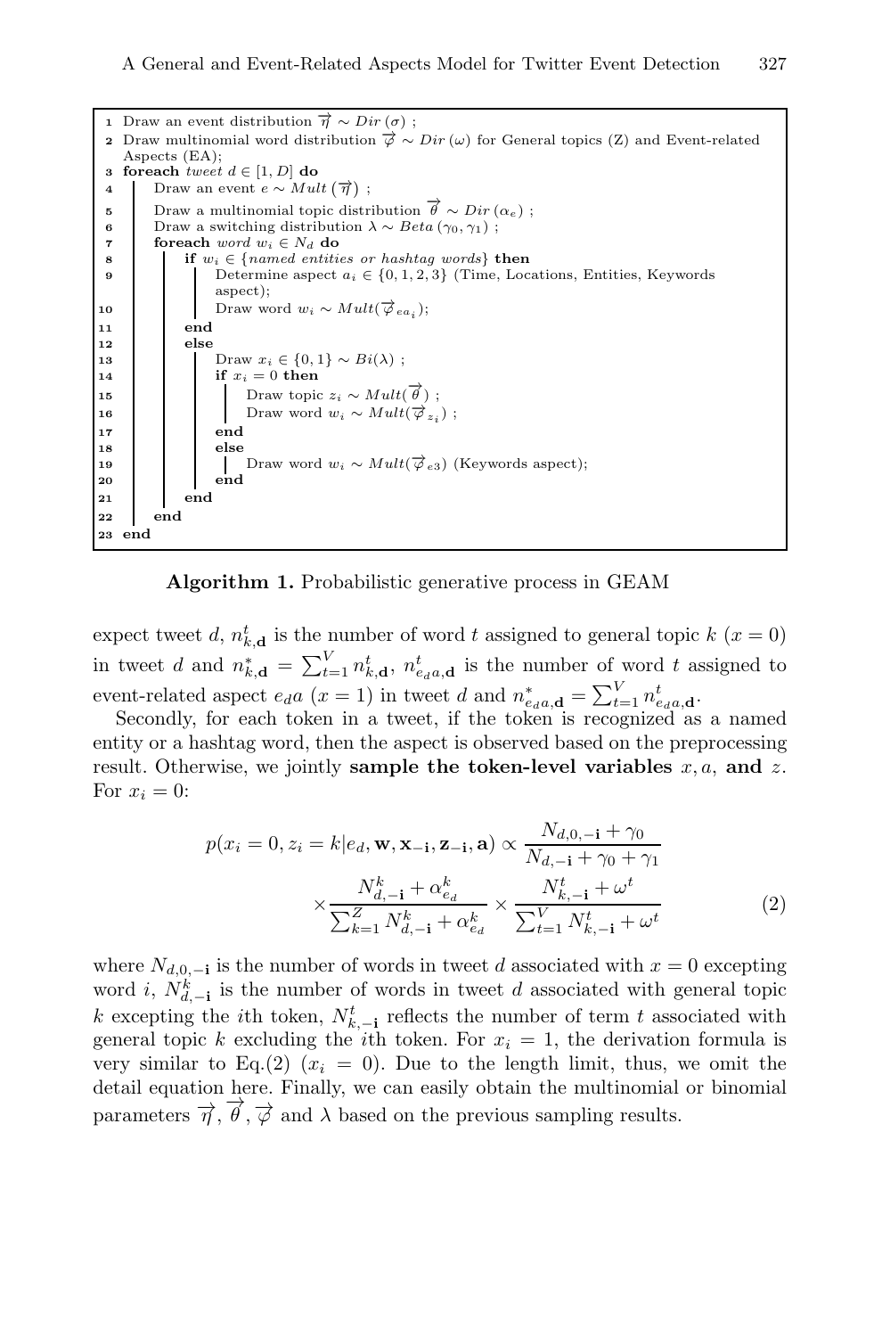```
1  Draw an event distribution η⃗ ~ Dir(σ) ;
2  Draw multinomial word distribution φ⃗ ~ Dir(ω) for General topics (Z) and Event-related
   Aspects (EA);
3  foreach tweet d ∈ [1, D] do
4      Draw an event e ~ Mult(η⃗) ;
5      Draw a multinomial topic distribution θ⃗ ~ Dir(α_e) ;
6      Draw a switching distribution λ ~ Beta(γ0, γ1) ;
7      foreach word w_i ∈ N_d do
8          if w_i ∈ {named entities or hashtag words} then
9              Determine aspect a_i ∈ {0, 1, 2, 3} (Time, Locations, Entities, Keywords
               aspect);
10             Draw word w_i ~ Mult(φ⃗_{e a_i});
11         end
12         else
13             Draw x_i ∈ {0, 1} ~ Bi(λ) ;
14             if x_i = 0 then
15                 Draw topic z_i ~ Mult(θ⃗) ;
16                 Draw word w_i ~ Mult(φ⃗_{z_i}) ;
17             end
18             else
19                 Draw word w_i ~ Mult(φ⃗_{e3}) (Keywords aspect);
20             end
21         end
22     end
23 end
```

**Algorithm 1.** Probabilistic generative process in GEAM

expect tweet $d$, $n_{k,\mathbf{d}}^{t}$ is the number of word $t$ assigned to general topic $k$ ($x = 0$) in tweet $d$ and $n_{k,\mathbf{d}}^{*} = \sum_{t=1}^{V} n_{k,\mathbf{d}}^{t}$, $n_{e_d a,\mathbf{d}}^{t}$ is the number of word $t$ assigned to event-related aspect $e_d a$ ($x = 1$) in tweet $d$ and $n_{e_d a,\mathbf{d}}^{*} = \sum_{t=1}^{V} n_{e_d a,\mathbf{d}}^{t}$.

Secondly, for each token in a tweet, if the token is recognized as a named entity or a hashtag word, then the aspect is observed based on the preprocessing result. Otherwise, we jointly **sample the token-level variables** $x, a,$ **and** $z$. For $x_i = 0$:

$$p(x_i = 0, z_i = k | e_d, \mathbf{w}, \mathbf{x}_{-\mathbf{i}}, \mathbf{z}_{-\mathbf{i}}, \mathbf{a}) \propto \frac{N_{d,0,-\mathbf{i}} + \gamma_0}{N_{d,-\mathbf{i}} + \gamma_0 + \gamma_1} \times \frac{N_{d,-\mathbf{i}}^{k} + \alpha_{e_d}^{k}}{\sum_{k=1}^{Z} N_{d,-\mathbf{i}}^{k} + \alpha_{e_d}^{k}} \times \frac{N_{k,-\mathbf{i}}^{t} + \omega^{t}}{\sum_{t=1}^{V} N_{k,-\mathbf{i}}^{t} + \omega^{t}} \tag{2}$$

where $N_{d,0,-\mathbf{i}}$ is the number of words in tweet $d$ associated with $x = 0$ excepting word $i$, $N_{d,-\mathbf{i}}^{k}$ is the number of words in tweet $d$ associated with general topic $k$ excepting the $i$th token, $N_{k,-\mathbf{i}}^{t}$ reflects the number of term $t$ associated with general topic $k$ excluding the $i$th token. For $x_i = 1$, the derivation formula is very similar to Eq.(2) ($x_i = 0$). Due to the length limit, thus, we omit the detail equation here. Finally, we can easily obtain the multinomial or binomial parameters $\overrightarrow{\eta}, \overrightarrow{\theta}, \overrightarrow{\varphi}$ and $\lambda$ based on the previous sampling results.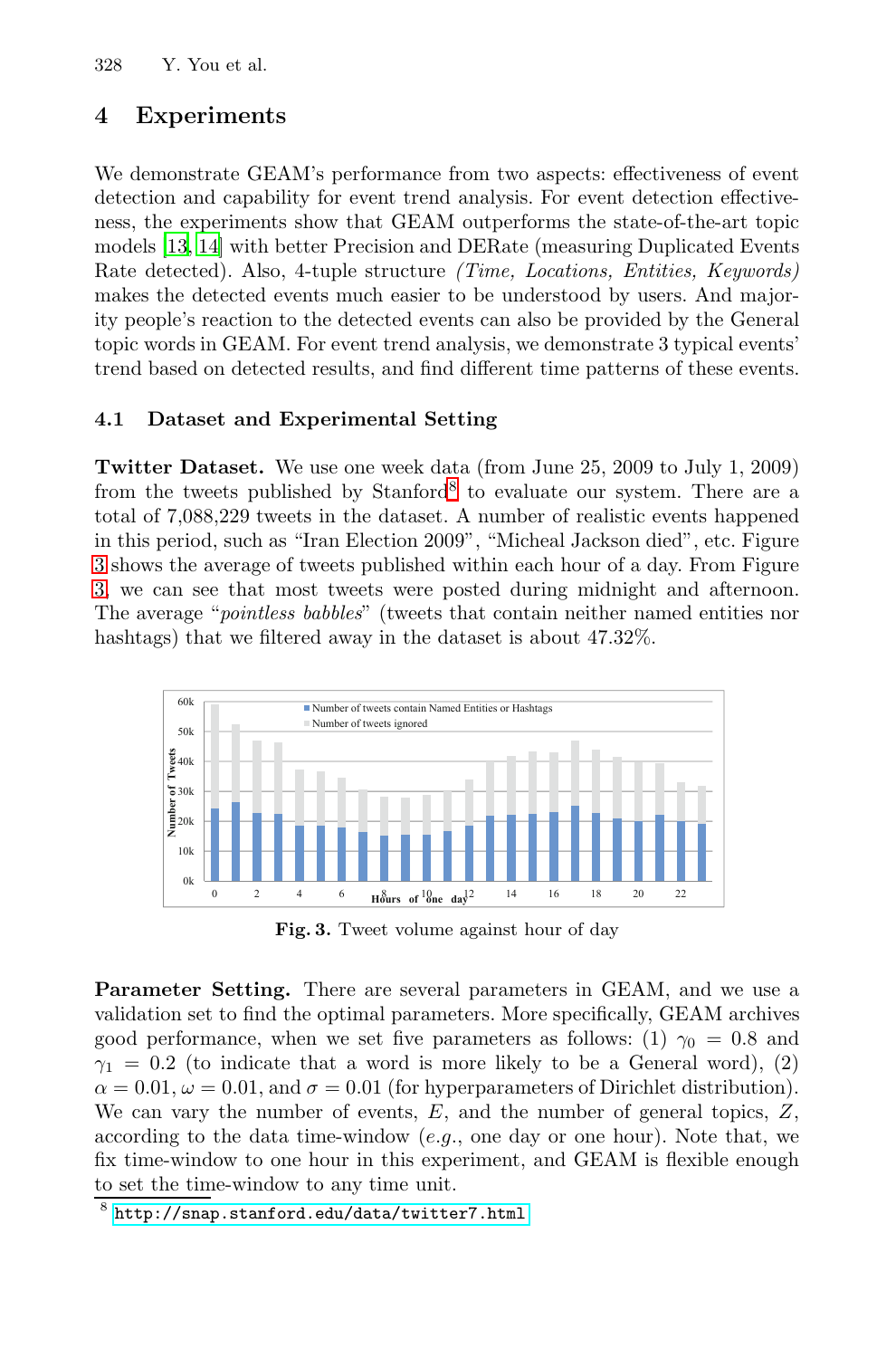## 4 Experiments

We demonstrate GEAM's performance from two aspects: effectiveness of event detection and capability for event trend analysis. For event detection effectiveness, the experiments show that GEAM outperforms the state-of-the-art topic models [13, 14] with better Precision and DERate (measuring Duplicated Events Rate detected). Also, 4-tuple structure *(Time, Locations, Entities, Keywords)* makes the detected events much easier to be understood by users. And majority people's reaction to the detected events can also be provided by the General topic words in GEAM. For event trend analysis, we demonstrate 3 typical events' trend based on detected results, and find different time patterns of these events.

### 4.1 Dataset and Experimental Setting

**Twitter Dataset.** We use one week data (from June 25, 2009 to July 1, 2009) from the tweets published by Stanford[8] to evaluate our system. There are a total of 7,088,229 tweets in the dataset. A number of realistic events happened in this period, such as "Iran Election 2009", "Micheal Jackson died", etc. Figure 3 shows the average of tweets published within each hour of a day. From Figure 3, we can see that most tweets were posted during midnight and afternoon. The average "*pointless babbles*" (tweets that contain neither named entities nor hashtags) that we filtered away in the dataset is about 47.32%.

**Fig. 3.** Tweet volume against hour of day

**Parameter Setting.** There are several parameters in GEAM, and we use a validation set to find the optimal parameters. More specifically, GEAM archives good performance, when we set five parameters as follows: (1) $\gamma_0 = 0.8$ and $\gamma_1 = 0.2$ (to indicate that a word is more likely to be a General word), (2) $\alpha = 0.01$, $\omega = 0.01$, and $\sigma = 0.01$ (for hyperparameters of Dirichlet distribution). We can vary the number of events, $E$, and the number of general topics, $Z$, according to the data time-window (*e.g.*, one day or one hour). Note that, we fix time-window to one hour in this experiment, and GEAM is flexible enough to set the time-window to any time unit.

[8] http://snap.stanford.edu/data/twitter7.html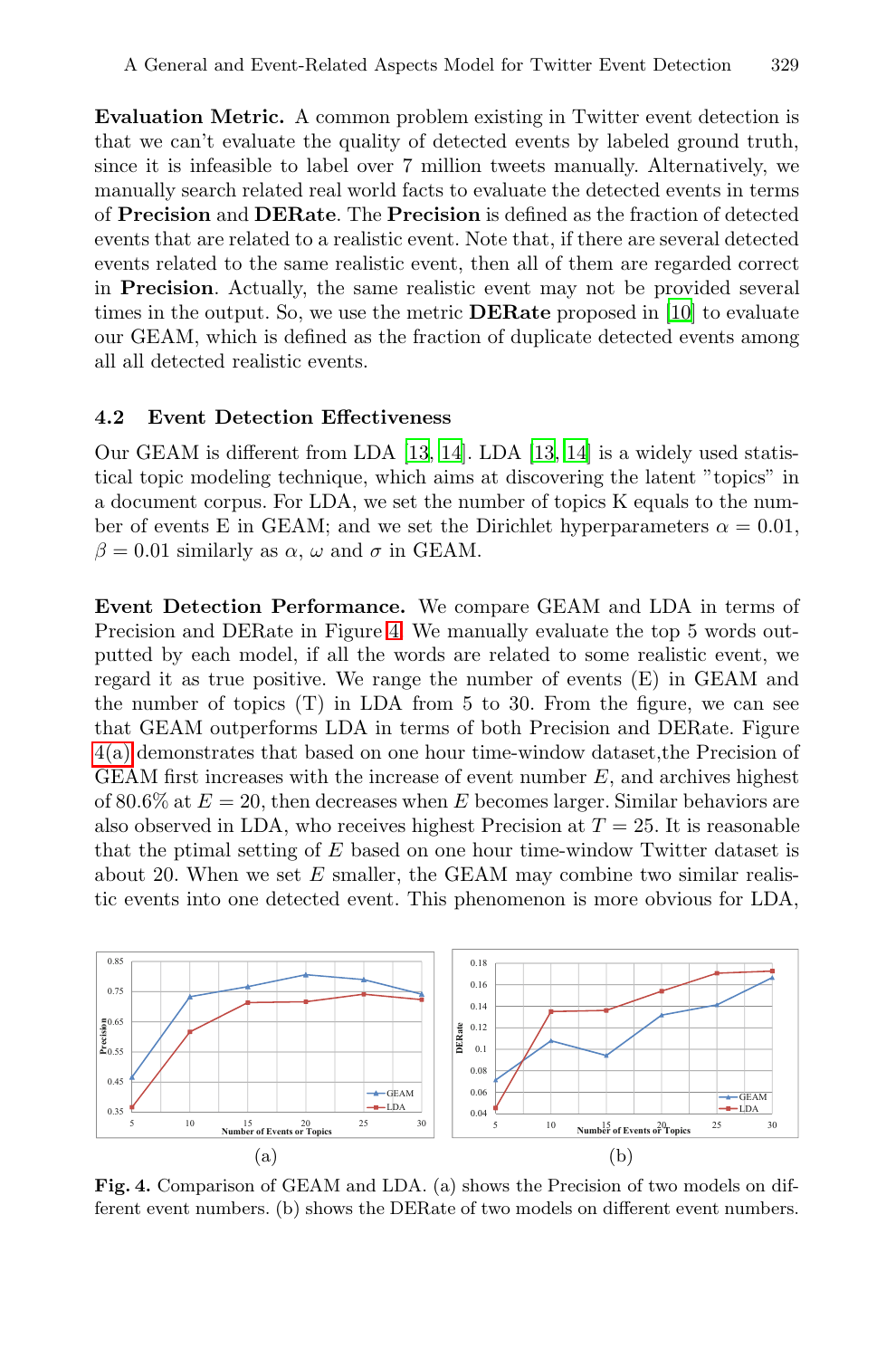**Evaluation Metric.** A common problem existing in Twitter event detection is that we can't evaluate the quality of detected events by labeled ground truth, since it is infeasible to label over 7 million tweets manually. Alternatively, we manually search related real world facts to evaluate the detected events in terms of **Precision** and **DERate**. The **Precision** is defined as the fraction of detected events that are related to a realistic event. Note that, if there are several detected events related to the same realistic event, then all of them are regarded correct in **Precision**. Actually, the same realistic event may not be provided several times in the output. So, we use the metric **DERate** proposed in [10] to evaluate our GEAM, which is defined as the fraction of duplicate detected events among all all detected realistic events.

### 4.2 Event Detection Effectiveness

Our GEAM is different from LDA [13, 14]. LDA [13, 14] is a widely used statistical topic modeling technique, which aims at discovering the latent "topics" in a document corpus. For LDA, we set the number of topics K equals to the number of events E in GEAM; and we set the Dirichlet hyperparameters $\alpha = 0.01$, $\beta = 0.01$ similarly as $\alpha$, $\omega$ and $\sigma$ in GEAM.

**Event Detection Performance.** We compare GEAM and LDA in terms of Precision and DERate in Figure 4. We manually evaluate the top 5 words outputted by each model, if all the words are related to some realistic event, we regard it as true positive. We range the number of events (E) in GEAM and the number of topics (T) in LDA from 5 to 30. From the figure, we can see that GEAM outperforms LDA in terms of both Precision and DERate. Figure 4(a) demonstrates that based on one hour time-window dataset,the Precision of GEAM first increases with the increase of event number $E$, and archives highest of 80.6% at $E = 20$, then decreases when $E$ becomes larger. Similar behaviors are also observed in LDA, who receives highest Precision at $T = 25$. It is reasonable that the ptimal setting of $E$ based on one hour time-window Twitter dataset is about 20. When we set $E$ smaller, the GEAM may combine two similar realistic events into one detected event. This phenomenon is more obvious for LDA,

**Fig. 4.** Comparison of GEAM and LDA. (a) shows the Precision of two models on different event numbers. (b) shows the DERate of two models on different event numbers.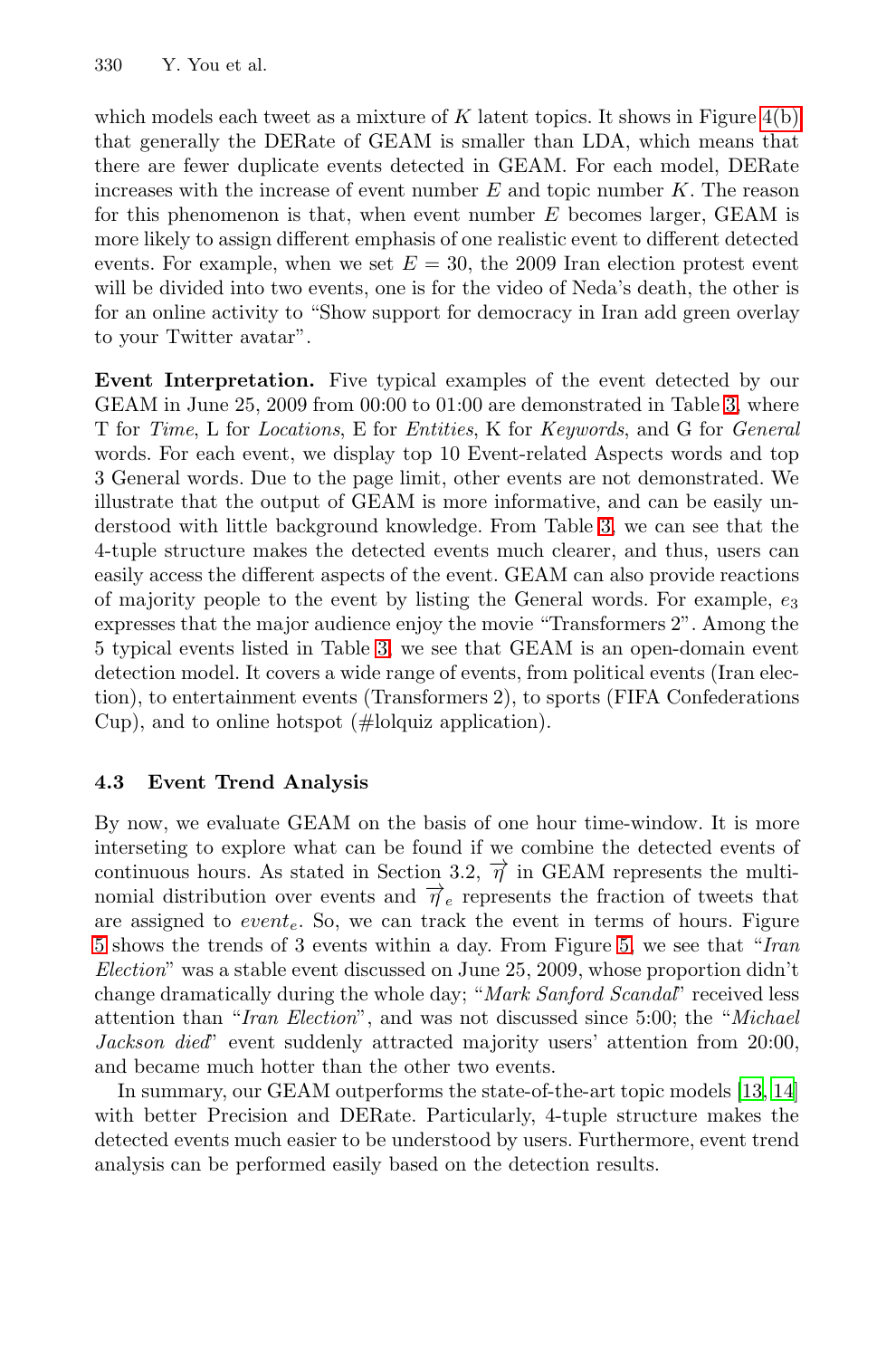which models each tweet as a mixture of $K$ latent topics. It shows in Figure 4(b) that generally the DERate of GEAM is smaller than LDA, which means that there are fewer duplicate events detected in GEAM. For each model, DERate increases with the increase of event number $E$ and topic number $K$. The reason for this phenomenon is that, when event number $E$ becomes larger, GEAM is more likely to assign different emphasis of one realistic event to different detected events. For example, when we set $E = 30$, the 2009 Iran election protest event will be divided into two events, one is for the video of Neda's death, the other is for an online activity to "Show support for democracy in Iran add green overlay to your Twitter avatar".

**Event Interpretation.** Five typical examples of the event detected by our GEAM in June 25, 2009 from 00:00 to 01:00 are demonstrated in Table 3, where T for *Time*, L for *Locations*, E for *Entities*, K for *Keywords*, and G for *General* words. For each event, we display top 10 Event-related Aspects words and top 3 General words. Due to the page limit, other events are not demonstrated. We illustrate that the output of GEAM is more informative, and can be easily understood with little background knowledge. From Table 3, we can see that the 4-tuple structure makes the detected events much clearer, and thus, users can easily access the different aspects of the event. GEAM can also provide reactions of majority people to the event by listing the General words. For example, $e_3$ expresses that the major audience enjoy the movie "Transformers 2". Among the 5 typical events listed in Table 3, we see that GEAM is an open-domain event detection model. It covers a wide range of events, from political events (Iran election), to entertainment events (Transformers 2), to sports (FIFA Confederations Cup), and to online hotspot (#lolquiz application).

### 4.3 Event Trend Analysis

By now, we evaluate GEAM on the basis of one hour time-window. It is more interseting to explore what can be found if we combine the detected events of continuous hours. As stated in Section 3.2, $\overrightarrow{\eta}$ in GEAM represents the multinomial distribution over events and $\overrightarrow{\eta}_e$ represents the fraction of tweets that are assigned to $event_e$. So, we can track the event in terms of hours. Figure 5 shows the trends of 3 events within a day. From Figure 5, we see that "*Iran Election*" was a stable event discussed on June 25, 2009, whose proportion didn't change dramatically during the whole day; "*Mark Sanford Scandal*" received less attention than "*Iran Election*", and was not discussed since 5:00; the "*Michael Jackson died*" event suddenly attracted majority users' attention from 20:00, and became much hotter than the other two events.

In summary, our GEAM outperforms the state-of-the-art topic models [13, 14] with better Precision and DERate. Particularly, 4-tuple structure makes the detected events much easier to be understood by users. Furthermore, event trend analysis can be performed easily based on the detection results.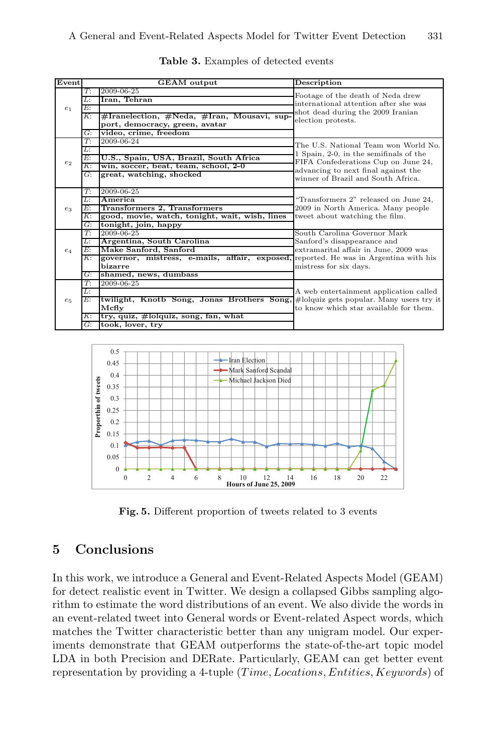**Table 3.** Examples of detected events

| Event | | GEAM output | Description |
|---|---|---|---|
| $e_1$ | $T$: | 2009-06-25 | Footage of the death of Neda drew international attention after she was shot dead during the 2009 Iranian election protests. |
| | $L$: | **Iran, Tehran** | |
| | $E$: | | |
| | $K$: | **#Iranelection, #Neda, #Iran, Mousavi, support, democracy, green, avatar** | |
| | $G$: | **video, crime, freedom** | |
| $e_2$ | $T$: | 2009-06-24 | The U.S. National Team won World No. 1 Spain, 2-0, in the semifinals of the FIFA Confederations Cup on June 24, advancing to next final against the winner of Brazil and South Africa. |
| | $L$: | | |
| | $E$: | **U.S., Spain, USA, Brazil, South Africa** | |
| | $K$: | **win, soccer, beat, team, school, 2-0** | |
| | $G$: | **great, watching, shocked** | |
| $e_3$ | $T$: | 2009-06-25 | "Transformers 2" released on June 24, 2009 in North America. Many people tweet about watching the film. |
| | $L$: | **America** | |
| | $E$: | **Transformers 2, Transformers** | |
| | $K$: | **good, movie, watch, tonight, wait, wish, lines** | |
| | $G$: | **tonight, join, happy** | |
| $e_4$ | $T$: | 2009-06-25 | South Carolina Governor Mark Sanford's disappearance and extramarital affair in June, 2009 was reported. He was in Argentina with his mistress for six days. |
| | $L$: | **Argentina, South Carolina** | |
| | $E$: | **Make Sanford, Sanford** | |
| | $K$: | **governor, mistress, e-mails, affair, exposed, bizarre** | |
| | $G$: | **shamed, news, dumbass** | |
| $e_5$ | $T$: | 2009-06-25 | A web entertainment application called #lolquiz gets popular. Many users try it to know which star available for them. |
| | $L$: | | |
| | $E$: | **twilight, Knotb Song, Jonas Brothers Song, Mcfly** | |
| | $K$: | **try, quiz, #lolquiz, song, fan, what** | |
| | $G$: | **took, lover, try** | |

**Fig. 5.** Different proportion of tweets related to 3 events

## 5 Conclusions

In this work, we introduce a General and Event-Related Aspects Model (GEAM) for detect realistic event in Twitter. We design a collapsed Gibbs sampling algorithm to estimate the word distributions of an event. We also divide the words in an event-related tweet into General words or Event-related Aspect words, which matches the Twitter characteristic better than any unigram model. Our experiments demonstrate that GEAM outperforms the state-of-the-art topic model LDA in both Precision and DERate. Particularly, GEAM can get better event representation by providing a 4-tuple ($Time, Locations, Entities, Keywords$) of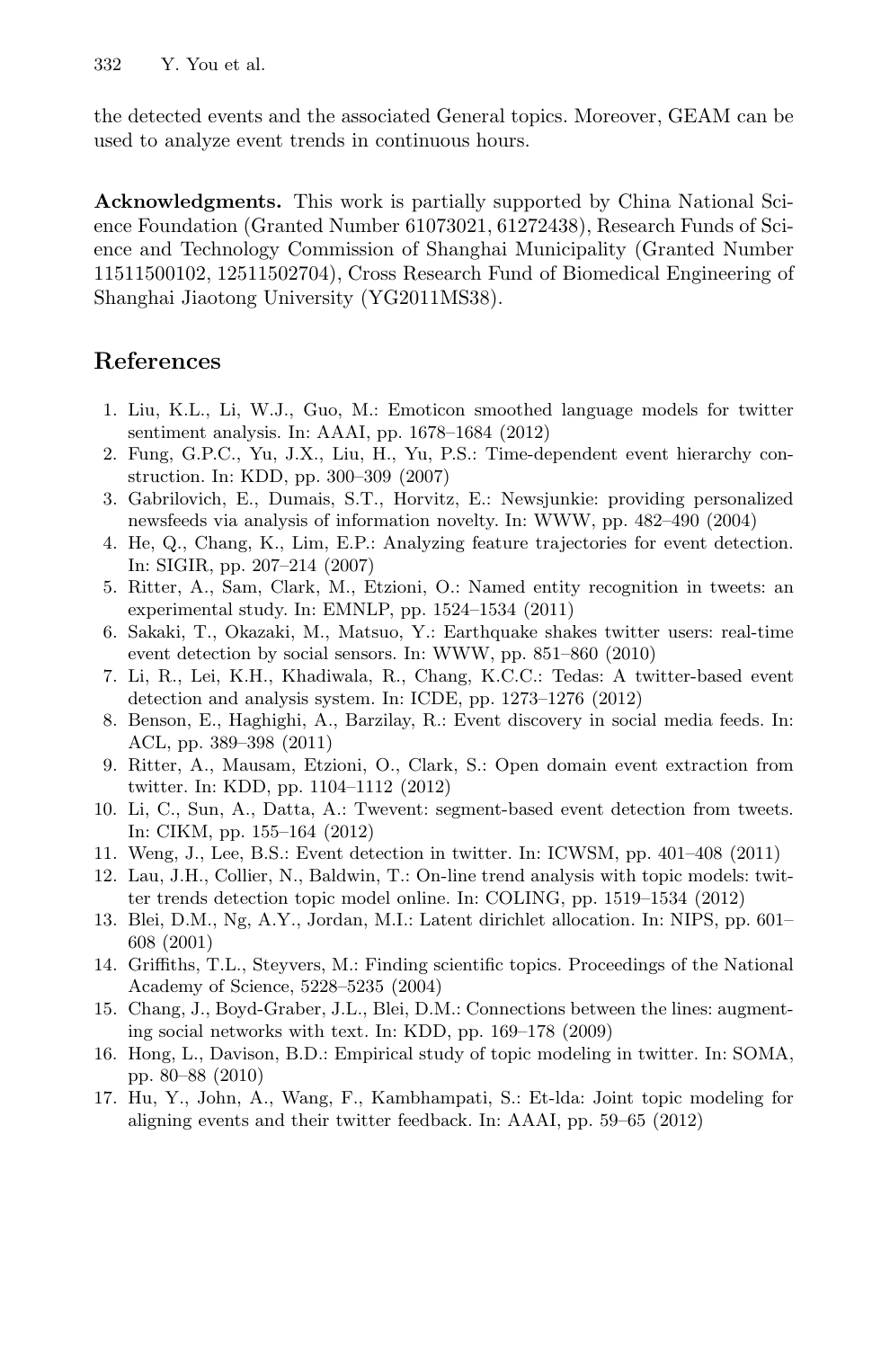the detected events and the associated General topics. Moreover, GEAM can be used to analyze event trends in continuous hours.

**Acknowledgments.** This work is partially supported by China National Science Foundation (Granted Number 61073021, 61272438), Research Funds of Science and Technology Commission of Shanghai Municipality (Granted Number 11511500102, 12511502704), Cross Research Fund of Biomedical Engineering of Shanghai Jiaotong University (YG2011MS38).

## References

1. Liu, K.L., Li, W.J., Guo, M.: Emoticon smoothed language models for twitter sentiment analysis. In: AAAI, pp. 1678–1684 (2012)
2. Fung, G.P.C., Yu, J.X., Liu, H., Yu, P.S.: Time-dependent event hierarchy construction. In: KDD, pp. 300–309 (2007)
3. Gabrilovich, E., Dumais, S.T., Horvitz, E.: Newsjunkie: providing personalized newsfeeds via analysis of information novelty. In: WWW, pp. 482–490 (2004)
4. He, Q., Chang, K., Lim, E.P.: Analyzing feature trajectories for event detection. In: SIGIR, pp. 207–214 (2007)
5. Ritter, A., Sam, Clark, M., Etzioni, O.: Named entity recognition in tweets: an experimental study. In: EMNLP, pp. 1524–1534 (2011)
6. Sakaki, T., Okazaki, M., Matsuo, Y.: Earthquake shakes twitter users: real-time event detection by social sensors. In: WWW, pp. 851–860 (2010)
7. Li, R., Lei, K.H., Khadiwala, R., Chang, K.C.C.: Tedas: A twitter-based event detection and analysis system. In: ICDE, pp. 1273–1276 (2012)
8. Benson, E., Haghighi, A., Barzilay, R.: Event discovery in social media feeds. In: ACL, pp. 389–398 (2011)
9. Ritter, A., Mausam, Etzioni, O., Clark, S.: Open domain event extraction from twitter. In: KDD, pp. 1104–1112 (2012)
10. Li, C., Sun, A., Datta, A.: Twevent: segment-based event detection from tweets. In: CIKM, pp. 155–164 (2012)
11. Weng, J., Lee, B.S.: Event detection in twitter. In: ICWSM, pp. 401–408 (2011)
12. Lau, J.H., Collier, N., Baldwin, T.: On-line trend analysis with topic models: twitter trends detection topic model online. In: COLING, pp. 1519–1534 (2012)
13. Blei, D.M., Ng, A.Y., Jordan, M.I.: Latent dirichlet allocation. In: NIPS, pp. 601–608 (2001)
14. Griffiths, T.L., Steyvers, M.: Finding scientific topics. Proceedings of the National Academy of Science, 5228–5235 (2004)
15. Chang, J., Boyd-Graber, J.L., Blei, D.M.: Connections between the lines: augmenting social networks with text. In: KDD, pp. 169–178 (2009)
16. Hong, L., Davison, B.D.: Empirical study of topic modeling in twitter. In: SOMA, pp. 80–88 (2010)
17. Hu, Y., John, A., Wang, F., Kambhampati, S.: Et-lda: Joint topic modeling for aligning events and their twitter feedback. In: AAAI, pp. 59–65 (2012)